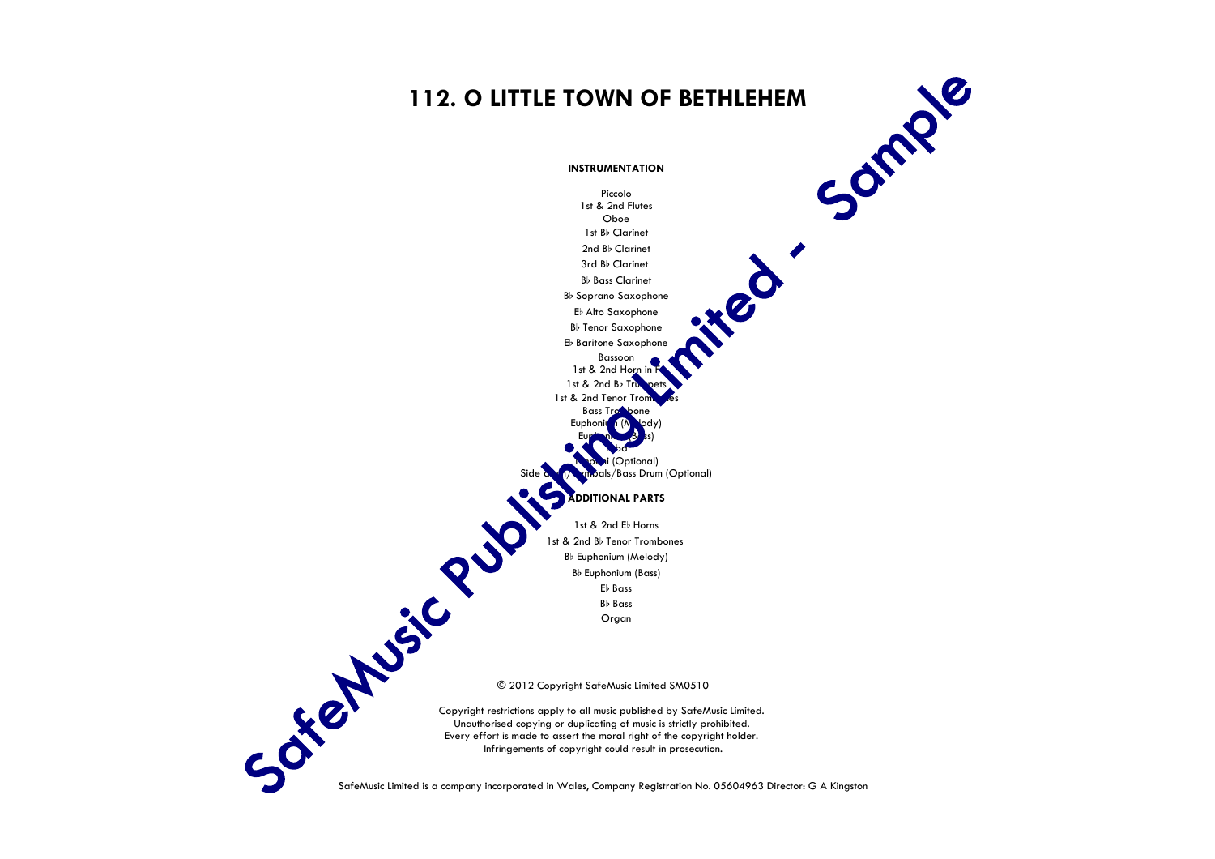# 112. O LITTLE TOWN OF BETHLEHEM

**INSTRUMENTATION**

Piccolo
1st & 2nd Flutes
Oboe
1st B♭ Clarinet
2nd B♭ Clarinet
3rd B♭ Clarinet
B♭ Bass Clarinet
B♭ Soprano Saxophone
E♭ Alto Saxophone
B♭ Tenor Saxophone
E♭ Baritone Saxophone
Bassoon
1st & 2nd Horn in F
1st & 2nd B♭ Trumpets
1st & 2nd Tenor Trombones
Bass Trombone
Euphonium (Melody)
Euphonium (Bass)
Tuba
Timpani (Optional)
Side drum/Cymbals/Bass Drum (Optional)

**ADDITIONAL PARTS**

1st & 2nd E♭ Horns
1st & 2nd B♭ Tenor Trombones
B♭ Euphonium (Melody)
B♭ Euphonium (Bass)
E♭ Bass
B♭ Bass
Organ

© 2012 Copyright SafeMusic Limited SM0510

Copyright restrictions apply to all music published by SafeMusic Limited.
Unauthorised copying or duplicating of music is strictly prohibited.
Every effort is made to assert the moral right of the copyright holder.
Infringements of copyright could result in prosecution.

SafeMusic Limited is a company incorporated in Wales, Company Registration No. 05604963 Director: G A Kingston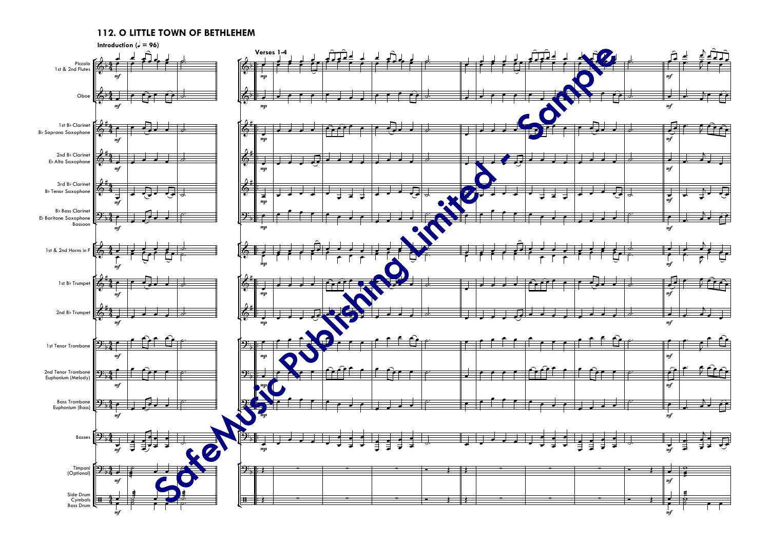# 112. O LITTLE TOWN OF BETHLEHEM

Introduction (♩ = 96)

Verses 1-4

Piccolo
1st & 2nd Flutes

Oboe

1st B♭ Clarinet
B♭ Soprano Saxophone

2nd B♭ Clarinet
E♭ Alto Saxophone

3rd B♭ Clarinet
B♭ Tenor Saxophone

B♭ Bass Clarinet
E♭ Baritone Saxophone
Bassoon

1st & 2nd Horns in F

1st B♭ Trumpet

2nd B♭ Trumpet

1st Tenor Trombone

2nd Tenor Trombone
Euphonium (Melody)

Bass Trombone
Euphonium (Bass)

Basses

Timpani
(Optional)

Side Drum
Cymbals
Bass Drum

SafeMusic Publishing Limited - Sample